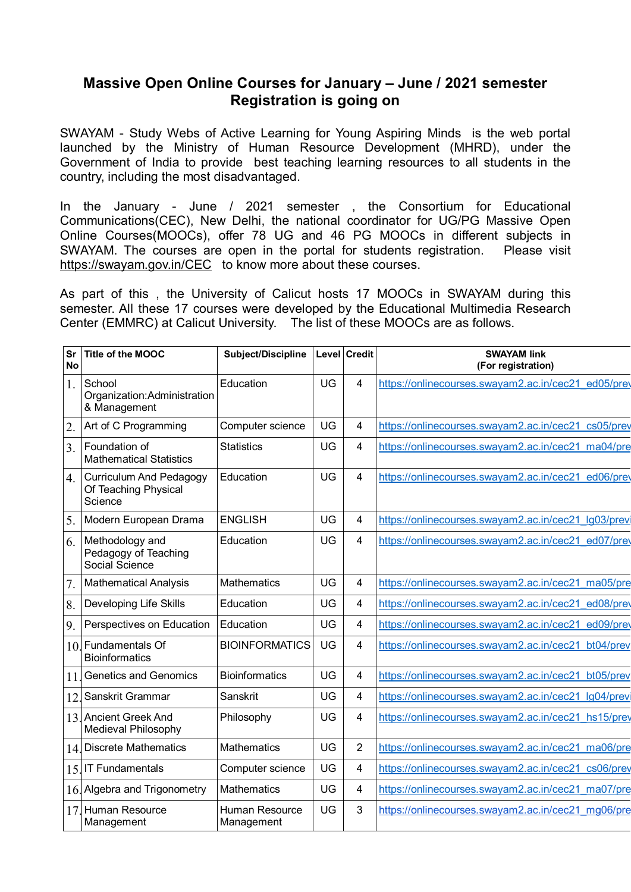# Massive Open Online Courses for January – June / 2021 semester Registration is going on

SWAYAM - Study Webs of Active Learning for Young Aspiring Minds is the web portal launched by the Ministry of Human Resource Development (MHRD), under the Government of India to provide best teaching learning resources to all students in the country, including the most disadvantaged.

In the January - June / 2021 semester , the Consortium for Educational Communications(CEC), New Delhi, the national coordinator for UG/PG Massive Open Online Courses(MOOCs), offer 78 UG and 46 PG MOOCs in different subjects in SWAYAM. The courses are open in the portal for students registration. Please visit https://swayam.gov.in/CEC to know more about these courses.

As part of this , the University of Calicut hosts 17 MOOCs in SWAYAM during this semester. All these 17 courses were developed by the Educational Multimedia Research Center (EMMRC) at Calicut University. The list of these MOOCs are as follows.

| Sr No | Title of the MOOC | Subject/Discipline | Level | Credit | SWAYAM link (For registration) |
|---|---|---|---|---|---|
| 1. | School Organization:Administration & Management | Education | UG | 4 | https://onlinecourses.swayam2.ac.in/cec21_ed05/prev |
| 2. | Art of C Programming | Computer science | UG | 4 | https://onlinecourses.swayam2.ac.in/cec21_cs05/prev |
| 3. | Foundation of Mathematical Statistics | Statistics | UG | 4 | https://onlinecourses.swayam2.ac.in/cec21_ma04/pre |
| 4. | Curriculum And Pedagogy Of Teaching Physical Science | Education | UG | 4 | https://onlinecourses.swayam2.ac.in/cec21_ed06/prev |
| 5. | Modern European Drama | ENGLISH | UG | 4 | https://onlinecourses.swayam2.ac.in/cec21_lg03/previ |
| 6. | Methodology and Pedagogy of Teaching Social Science | Education | UG | 4 | https://onlinecourses.swayam2.ac.in/cec21_ed07/prev |
| 7. | Mathematical Analysis | Mathematics | UG | 4 | https://onlinecourses.swayam2.ac.in/cec21_ma05/pre |
| 8. | Developing Life Skills | Education | UG | 4 | https://onlinecourses.swayam2.ac.in/cec21_ed08/prev |
| 9. | Perspectives on Education | Education | UG | 4 | https://onlinecourses.swayam2.ac.in/cec21_ed09/prev |
| 10. | Fundamentals Of Bioinformatics | BIOINFORMATICS | UG | 4 | https://onlinecourses.swayam2.ac.in/cec21_bt04/prev |
| 11. | Genetics and Genomics | Bioinformatics | UG | 4 | https://onlinecourses.swayam2.ac.in/cec21_bt05/prev |
| 12. | Sanskrit Grammar | Sanskrit | UG | 4 | https://onlinecourses.swayam2.ac.in/cec21_lg04/previ |
| 13. | Ancient Greek And Medieval Philosophy | Philosophy | UG | 4 | https://onlinecourses.swayam2.ac.in/cec21_hs15/prev |
| 14. | Discrete Mathematics | Mathematics | UG | 2 | https://onlinecourses.swayam2.ac.in/cec21_ma06/pre |
| 15. | IT Fundamentals | Computer science | UG | 4 | https://onlinecourses.swayam2.ac.in/cec21_cs06/prev |
| 16. | Algebra and Trigonometry | Mathematics | UG | 4 | https://onlinecourses.swayam2.ac.in/cec21_ma07/pre |
| 17. | Human Resource Management | Human Resource Management | UG | 3 | https://onlinecourses.swayam2.ac.in/cec21_mg06/pre |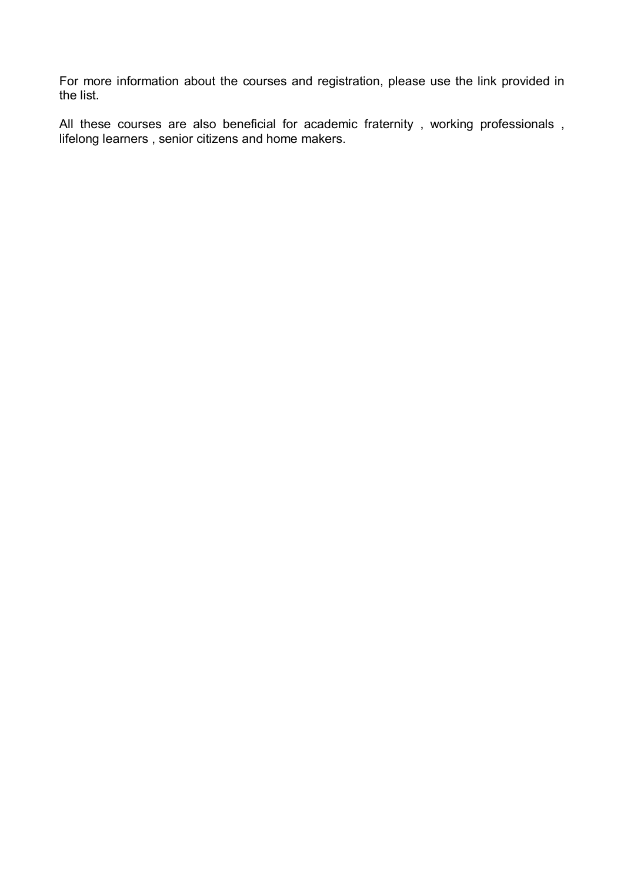For more information about the courses and registration, please use the link provided in the list.

All these courses are also beneficial for academic fraternity , working professionals , lifelong learners , senior citizens and home makers.